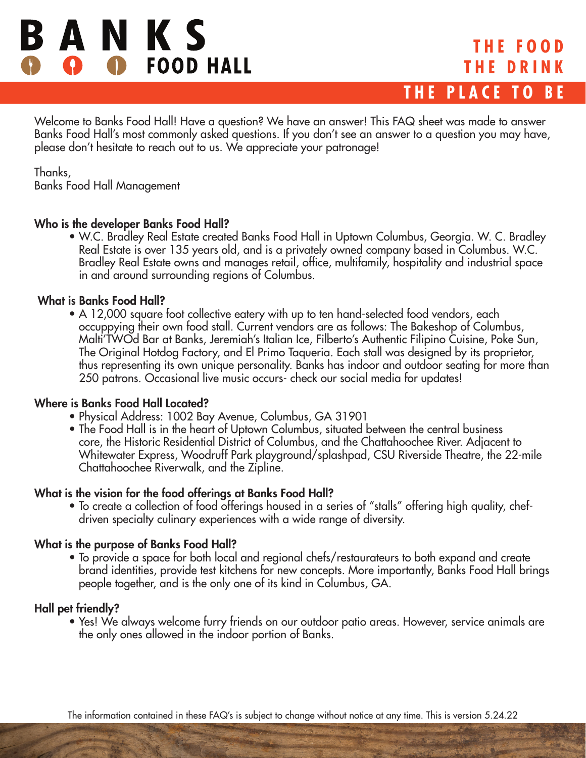# BANKS FOOD HALL

**THE FOOD**
**THE DRINK**
**THE PLACE TO BE**

Welcome to Banks Food Hall! Have a question? We have an answer! This FAQ sheet was made to answer Banks Food Hall's most commonly asked questions. If you don't see an answer to a question you may have, please don't hesitate to reach out to us. We appreciate your patronage!

Thanks,
Banks Food Hall Management

### Who is the developer Banks Food Hall?

- W.C. Bradley Real Estate created Banks Food Hall in Uptown Columbus, Georgia. W. C. Bradley Real Estate is over 135 years old, and is a privately owned company based in Columbus. W.C. Bradley Real Estate owns and manages retail, office, multifamily, hospitality and industrial space in and around surrounding regions of Columbus.

### What is Banks Food Hall?

- A 12,000 square foot collective eatery with up to ten hand-selected food vendors, each occuppying their own food stall. Current vendors are as follows: The Bakeshop of Columbus, Malti'TWOd Bar at Banks, Jeremiah's Italian Ice, Filberto's Authentic Filipino Cuisine, Poke Sun, The Original Hotdog Factory, and El Primo Taqueria. Each stall was designed by its proprietor, thus representing its own unique personality. Banks has indoor and outdoor seating for more than 250 patrons. Occasional live music occurs- check our social media for updates!

### Where is Banks Food Hall Located?

- Physical Address: 1002 Bay Avenue, Columbus, GA 31901
- The Food Hall is in the heart of Uptown Columbus, situated between the central business core, the Historic Residential District of Columbus, and the Chattahoochee River. Adjacent to Whitewater Express, Woodruff Park playground/splashpad, CSU Riverside Theatre, the 22-mile Chattahoochee Riverwalk, and the Zipline.

### What is the vision for the food offerings at Banks Food Hall?

- To create a collection of food offerings housed in a series of "stalls" offering high quality, chef-driven specialty culinary experiences with a wide range of diversity.

### What is the purpose of Banks Food Hall?

- To provide a space for both local and regional chefs/restaurateurs to both expand and create brand identities, provide test kitchens for new concepts. More importantly, Banks Food Hall brings people together, and is the only one of its kind in Columbus, GA.

### Hall pet friendly?

- Yes! We always welcome furry friends on our outdoor patio areas. However, service animals are the only ones allowed in the indoor portion of Banks.

The information contained in these FAQ's is subject to change without notice at any time. This is version 5.24.22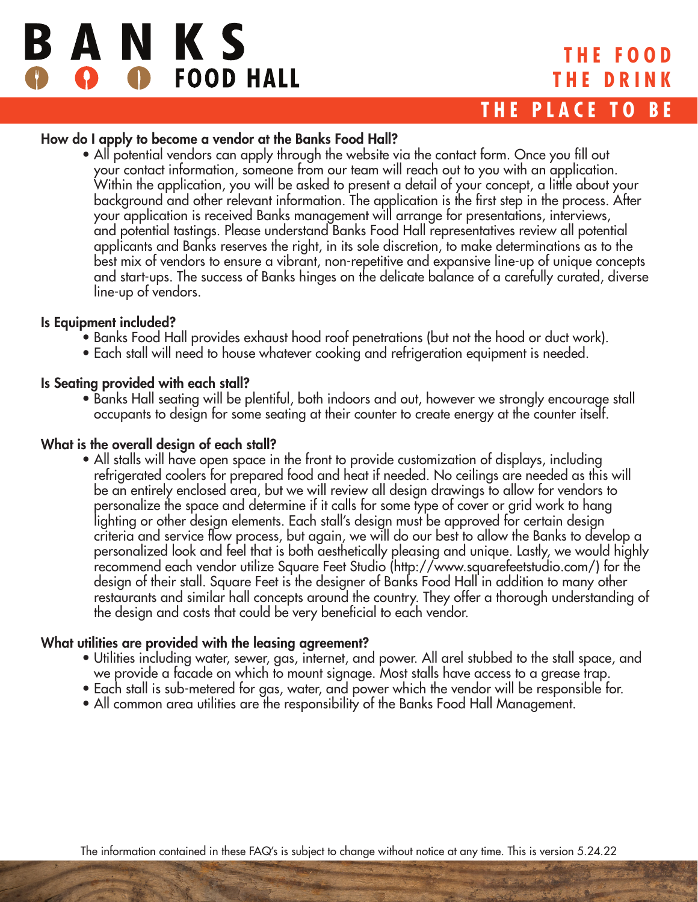How do I apply to become a vendor at the Banks Food Hall?

- All potential vendors can apply through the website via the contact form. Once you fill out your contact information, someone from our team will reach out to you with an application. Within the application, you will be asked to present a detail of your concept, a little about your background and other relevant information. The application is the first step in the process. After your application is received Banks management will arrange for presentations, interviews, and potential tastings. Please understand Banks Food Hall representatives review all potential applicants and Banks reserves the right, in its sole discretion, to make determinations as to the best mix of vendors to ensure a vibrant, non-repetitive and expansive line-up of unique concepts and start-ups. The success of Banks hinges on the delicate balance of a carefully curated, diverse line-up of vendors.

Is Equipment included?

- Banks Food Hall provides exhaust hood roof penetrations (but not the hood or duct work).
- Each stall will need to house whatever cooking and refrigeration equipment is needed.

Is Seating provided with each stall?

- Banks Hall seating will be plentiful, both indoors and out, however we strongly encourage stall occupants to design for some seating at their counter to create energy at the counter itself.

What is the overall design of each stall?

- All stalls will have open space in the front to provide customization of displays, including refrigerated coolers for prepared food and heat if needed. No ceilings are needed as this will be an entirely enclosed area, but we will review all design drawings to allow for vendors to personalize the space and determine if it calls for some type of cover or grid work to hang lighting or other design elements. Each stall's design must be approved for certain design criteria and service flow process, but again, we will do our best to allow the Banks to develop a personalized look and feel that is both aesthetically pleasing and unique. Lastly, we would highly recommend each vendor utilize Square Feet Studio (http://www.squarefeetstudio.com/) for the design of their stall. Square Feet is the designer of Banks Food Hall in addition to many other restaurants and similar hall concepts around the country. They offer a thorough understanding of the design and costs that could be very beneficial to each vendor.

What utilities are provided with the leasing agreement?

- Utilities including water, sewer, gas, internet, and power. All arel stubbed to the stall space, and we provide a facade on which to mount signage. Most stalls have access to a grease trap.
- Each stall is sub-metered for gas, water, and power which the vendor will be responsible for.
- All common area utilities are the responsibility of the Banks Food Hall Management.

The information contained in these FAQ's is subject to change without notice at any time. This is version 5.24.22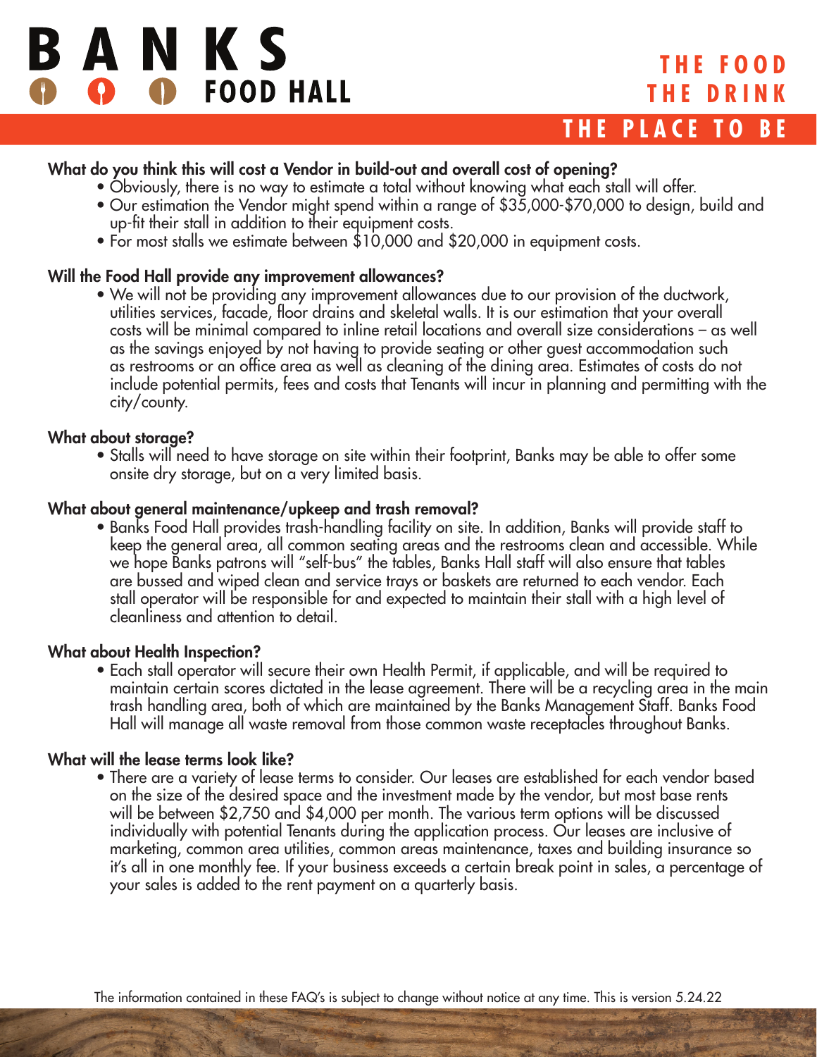### What do you think this will cost a Vendor in build-out and overall cost of opening?

- Obviously, there is no way to estimate a total without knowing what each stall will offer.
- Our estimation the Vendor might spend within a range of $35,000-$70,000 to design, build and up-fit their stall in addition to their equipment costs.
- For most stalls we estimate between $10,000 and $20,000 in equipment costs.

### Will the Food Hall provide any improvement allowances?

- We will not be providing any improvement allowances due to our provision of the ductwork, utilities services, facade, floor drains and skeletal walls. It is our estimation that your overall costs will be minimal compared to inline retail locations and overall size considerations – as well as the savings enjoyed by not having to provide seating or other guest accommodation such as restrooms or an office area as well as cleaning of the dining area. Estimates of costs do not include potential permits, fees and costs that Tenants will incur in planning and permitting with the city/county.

### What about storage?

- Stalls will need to have storage on site within their footprint, Banks may be able to offer some onsite dry storage, but on a very limited basis.

### What about general maintenance/upkeep and trash removal?

- Banks Food Hall provides trash-handling facility on site. In addition, Banks will provide staff to keep the general area, all common seating areas and the restrooms clean and accessible. While we hope Banks patrons will "self-bus" the tables, Banks Hall staff will also ensure that tables are bussed and wiped clean and service trays or baskets are returned to each vendor. Each stall operator will be responsible for and expected to maintain their stall with a high level of cleanliness and attention to detail.

### What about Health Inspection?

- Each stall operator will secure their own Health Permit, if applicable, and will be required to maintain certain scores dictated in the lease agreement. There will be a recycling area in the main trash handling area, both of which are maintained by the Banks Management Staff. Banks Food Hall will manage all waste removal from those common waste receptacles throughout Banks.

### What will the lease terms look like?

- There are a variety of lease terms to consider. Our leases are established for each vendor based on the size of the desired space and the investment made by the vendor, but most base rents will be between $2,750 and $4,000 per month. The various term options will be discussed individually with potential Tenants during the application process. Our leases are inclusive of marketing, common area utilities, common areas maintenance, taxes and building insurance so it's all in one monthly fee. If your business exceeds a certain break point in sales, a percentage of your sales is added to the rent payment on a quarterly basis.

The information contained in these FAQ's is subject to change without notice at any time. This is version 5.24.22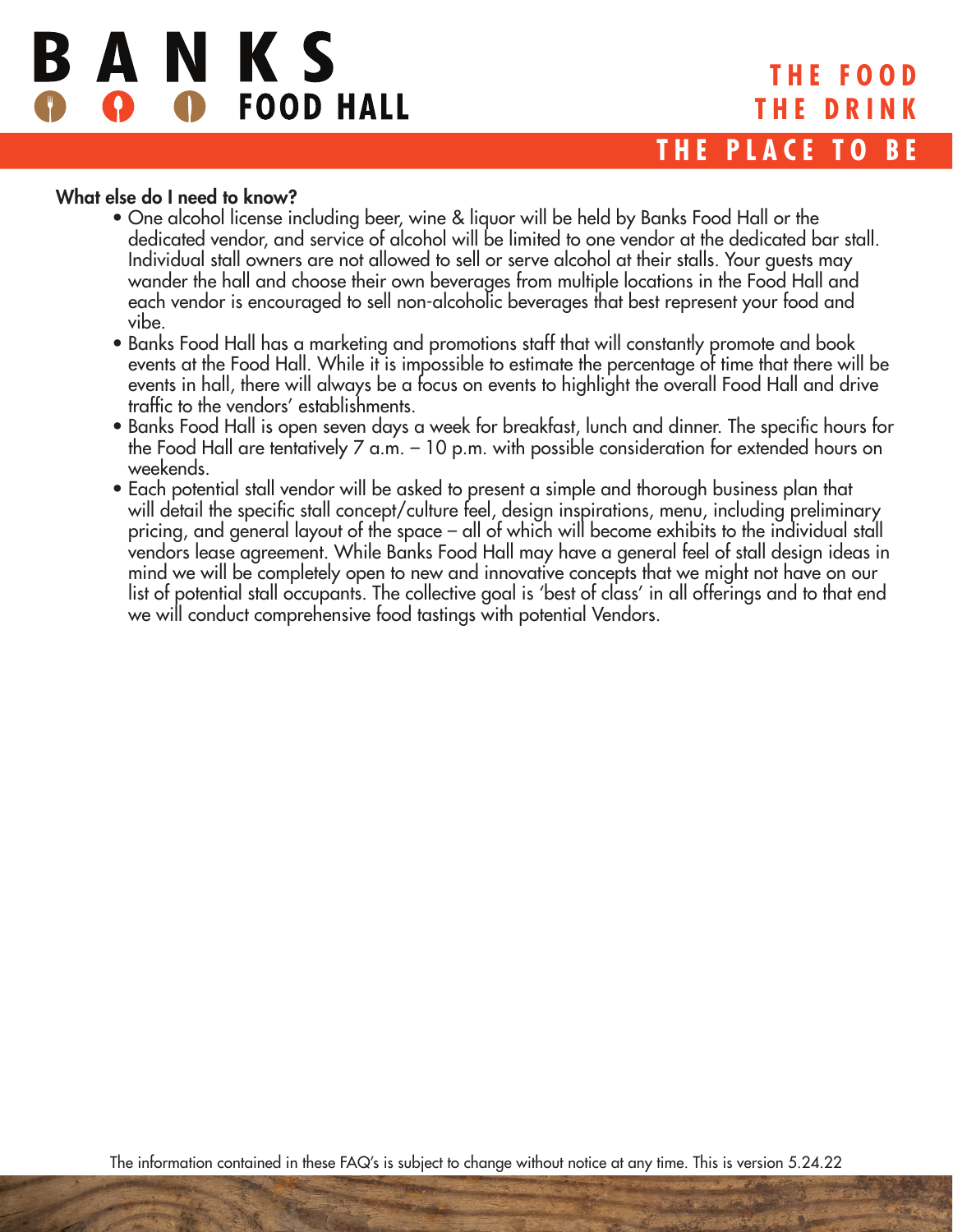## What else do I need to know?

- One alcohol license including beer, wine & liquor will be held by Banks Food Hall or the dedicated vendor, and service of alcohol will be limited to one vendor at the dedicated bar stall. Individual stall owners are not allowed to sell or serve alcohol at their stalls. Your guests may wander the hall and choose their own beverages from multiple locations in the Food Hall and each vendor is encouraged to sell non-alcoholic beverages that best represent your food and vibe.
- Banks Food Hall has a marketing and promotions staff that will constantly promote and book events at the Food Hall. While it is impossible to estimate the percentage of time that there will be events in hall, there will always be a focus on events to highlight the overall Food Hall and drive traffic to the vendors' establishments.
- Banks Food Hall is open seven days a week for breakfast, lunch and dinner. The specific hours for the Food Hall are tentatively 7 a.m. – 10 p.m. with possible consideration for extended hours on weekends.
- Each potential stall vendor will be asked to present a simple and thorough business plan that will detail the specific stall concept/culture feel, design inspirations, menu, including preliminary pricing, and general layout of the space – all of which will become exhibits to the individual stall vendors lease agreement. While Banks Food Hall may have a general feel of stall design ideas in mind we will be completely open to new and innovative concepts that we might not have on our list of potential stall occupants. The collective goal is 'best of class' in all offerings and to that end we will conduct comprehensive food tastings with potential Vendors.

The information contained in these FAQ's is subject to change without notice at any time. This is version 5.24.22